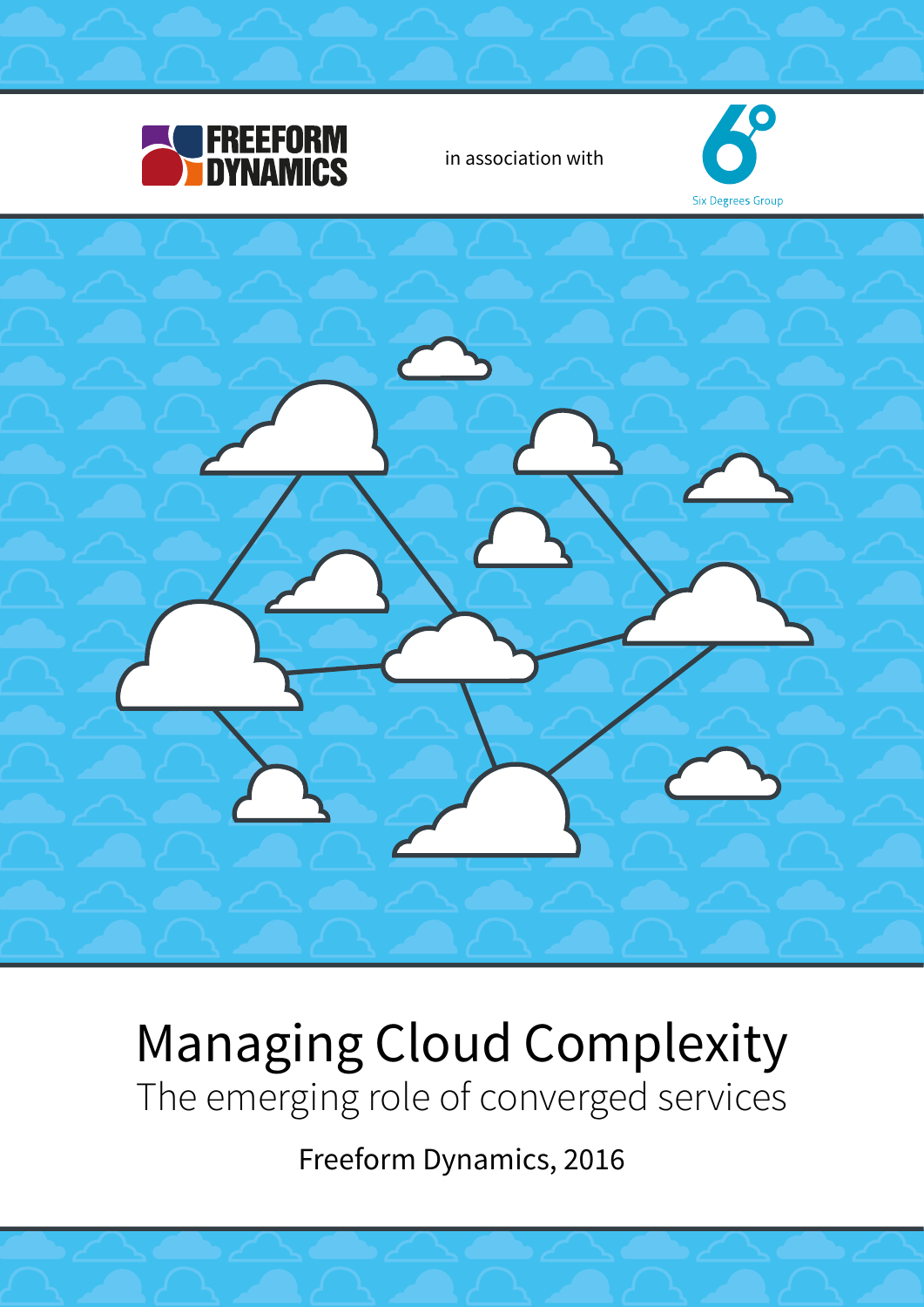FREEFORM DYNAMICS

in association with

Six Degrees Group

# Managing Cloud Complexity

## The emerging role of converged services

Freeform Dynamics, 2016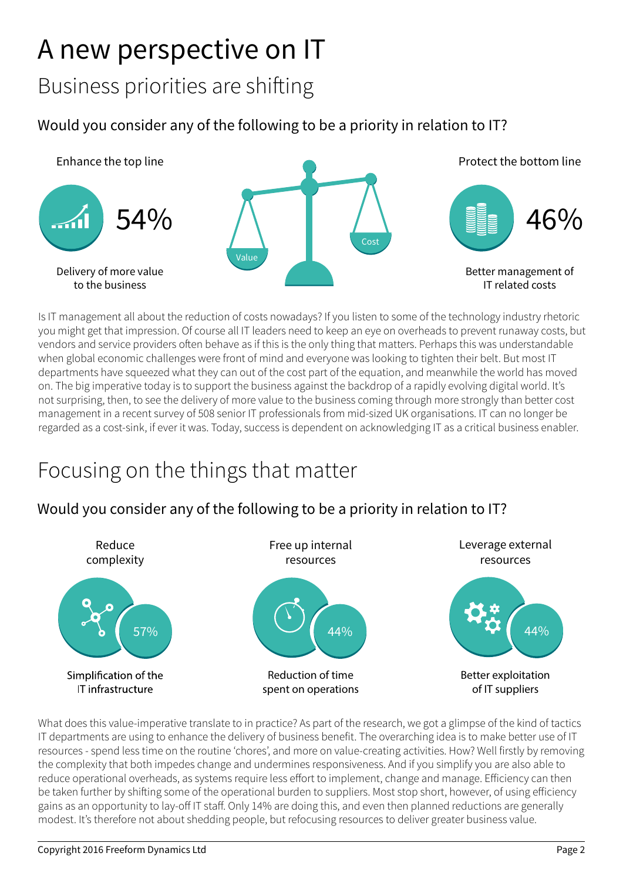# A new perspective on IT

## Business priorities are shifting

### Would you consider any of the following to be a priority in relation to IT?

Enhance the top line

54%

Delivery of more value to the business

Value

Cost

Protect the bottom line

46%

Better management of IT related costs

Is IT management all about the reduction of costs nowadays? If you listen to some of the technology industry rhetoric you might get that impression. Of course all IT leaders need to keep an eye on overheads to prevent runaway costs, but vendors and service providers often behave as if this is the only thing that matters. Perhaps this was understandable when global economic challenges were front of mind and everyone was looking to tighten their belt. But most IT departments have squeezed what they can out of the cost part of the equation, and meanwhile the world has moved on. The big imperative today is to support the business against the backdrop of a rapidly evolving digital world. It's not surprising, then, to see the delivery of more value to the business coming through more strongly than better cost management in a recent survey of 508 senior IT professionals from mid-sized UK organisations. IT can no longer be regarded as a cost-sink, if ever it was. Today, success is dependent on acknowledging IT as a critical business enabler.

## Focusing on the things that matter

### Would you consider any of the following to be a priority in relation to IT?

Reduce complexity

57%

Simplification of the IT infrastructure

Free up internal resources

44%

Reduction of time spent on operations

Leverage external resources

44%

Better exploitation of IT suppliers

What does this value-imperative translate to in practice? As part of the research, we got a glimpse of the kind of tactics IT departments are using to enhance the delivery of business benefit. The overarching idea is to make better use of IT resources - spend less time on the routine 'chores', and more on value-creating activities. How? Well firstly by removing the complexity that both impedes change and undermines responsiveness. And if you simplify you are also able to reduce operational overheads, as systems require less effort to implement, change and manage. Efficiency can then be taken further by shifting some of the operational burden to suppliers. Most stop short, however, of using efficiency gains as an opportunity to lay-off IT staff. Only 14% are doing this, and even then planned reductions are generally modest. It's therefore not about shedding people, but refocusing resources to deliver greater business value.

Copyright 2016 Freeform Dynamics Ltd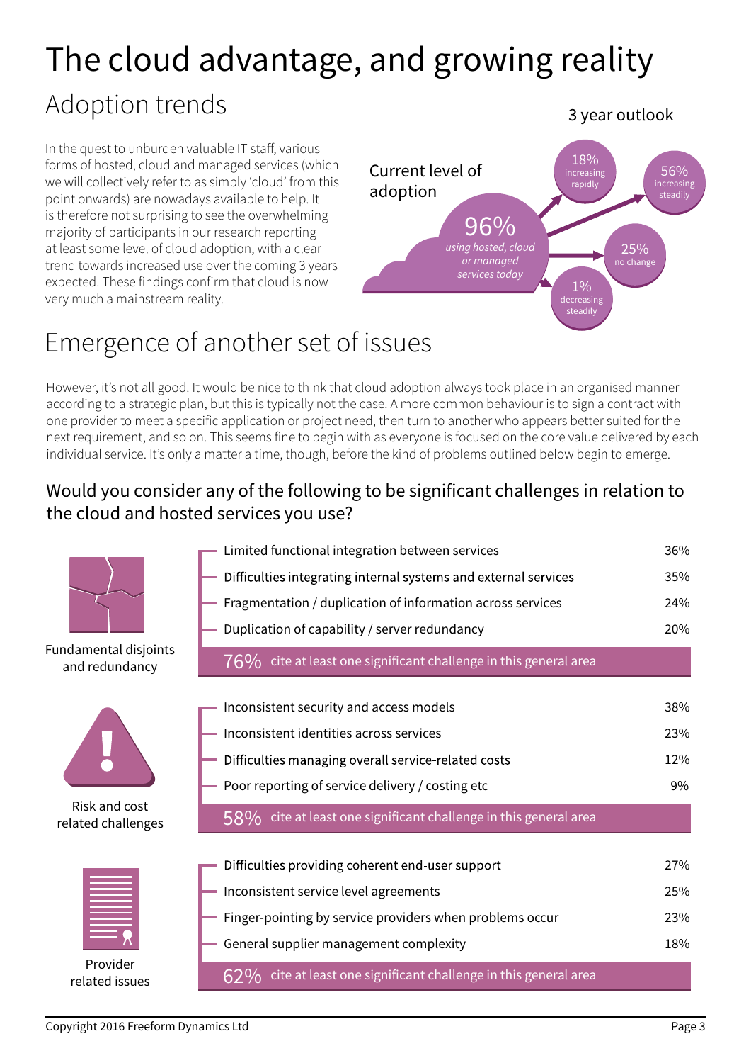# The cloud advantage, and growing reality

## Adoption trends

In the quest to unburden valuable IT staff, various forms of hosted, cloud and managed services (which we will collectively refer to as simply 'cloud' from this point onwards) are nowadays available to help. It is therefore not surprising to see the overwhelming majority of participants in our research reporting at least some level of cloud adoption, with a clear trend towards increased use over the coming 3 years expected. These findings confirm that cloud is now very much a mainstream reality.

**Current level of adoption**

96% *using hosted, cloud or managed services today*

**3 year outlook**

- 18% increasing rapidly
- 56% increasing steadily
- 25% no change
- 1% decreasing steadily

## Emergence of another set of issues

However, it's not all good. It would be nice to think that cloud adoption always took place in an organised manner according to a strategic plan, but this is typically not the case. A more common behaviour is to sign a contract with one provider to meet a specific application or project need, then turn to another who appears better suited for the next requirement, and so on. This seems fine to begin with as everyone is focused on the core value delivered by each individual service. It's only a matter a time, though, before the kind of problems outlined below begin to emerge.

### Would you consider any of the following to be significant challenges in relation to the cloud and hosted services you use?

**Fundamental disjoints and redundancy**

| Challenge | % |
|---|---|
| Limited functional integration between services | 36% |
| Difficulties integrating internal systems and external services | 35% |
| Fragmentation / duplication of information across services | 24% |
| Duplication of capability / server redundancy | 20% |

76% cite at least one significant challenge in this general area

**Risk and cost related challenges**

| Challenge | % |
|---|---|
| Inconsistent security and access models | 38% |
| Inconsistent identities across services | 23% |
| Difficulties managing overall service-related costs | 12% |
| Poor reporting of service delivery / costing etc | 9% |

58% cite at least one significant challenge in this general area

**Provider related issues**

| Challenge | % |
|---|---|
| Difficulties providing coherent end-user support | 27% |
| Inconsistent service level agreements | 25% |
| Finger-pointing by service providers when problems occur | 23% |
| General supplier management complexity | 18% |

62% cite at least one significant challenge in this general area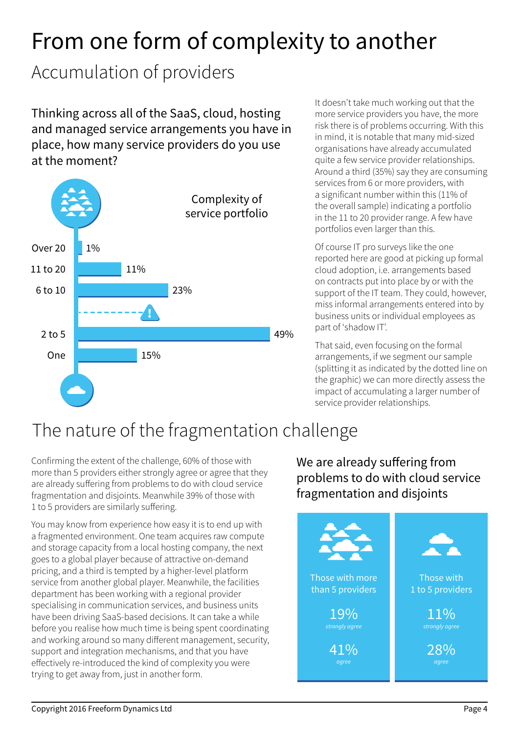# From one form of complexity to another

## Accumulation of providers

Thinking across all of the SaaS, cloud, hosting and managed service arrangements you have in place, how many service providers do you use at the moment?

Complexity of service portfolio

| Number of providers | % |
|---|---|
| Over 20 | 1% |
| 11 to 20 | 11% |
| 6 to 10 | 23% |
| 2 to 5 | 49% |
| One | 15% |

It doesn't take much working out that the more service providers you have, the more risk there is of problems occurring. With this in mind, it is notable that many mid-sized organisations have already accumulated quite a few service provider relationships. Around a third (35%) say they are consuming services from 6 or more providers, with a significant number within this (11% of the overall sample) indicating a portfolio in the 11 to 20 provider range. A few have portfolios even larger than this.

Of course IT pro surveys like the one reported here are good at picking up formal cloud adoption, i.e. arrangements based on contracts put into place by or with the support of the IT team. They could, however, miss informal arrangements entered into by business units or individual employees as part of 'shadow IT'.

That said, even focusing on the formal arrangements, if we segment our sample (splitting it as indicated by the dotted line on the graphic) we can more directly assess the impact of accumulating a larger number of service provider relationships.

## The nature of the fragmentation challenge

Confirming the extent of the challenge, 60% of those with more than 5 providers either strongly agree or agree that they are already suffering from problems to do with cloud service fragmentation and disjoints. Meanwhile 39% of those with 1 to 5 providers are similarly suffering.

You may know from experience how easy it is to end up with a fragmented environment. One team acquires raw compute and storage capacity from a local hosting company, the next goes to a global player because of attractive on-demand pricing, and a third is tempted by a higher-level platform service from another global player. Meanwhile, the facilities department has been working with a regional provider specialising in communication services, and business units have been driving SaaS-based decisions. It can take a while before you realise how much time is being spent coordinating and working around so many different management, security, support and integration mechanisms, and that you have effectively re-introduced the kind of complexity you were trying to get away from, just in another form.

We are already suffering from problems to do with cloud service fragmentation and disjoints

| | Those with more than 5 providers | Those with 1 to 5 providers |
|---|---|---|
| strongly agree | 19% | 11% |
| agree | 41% | 28% |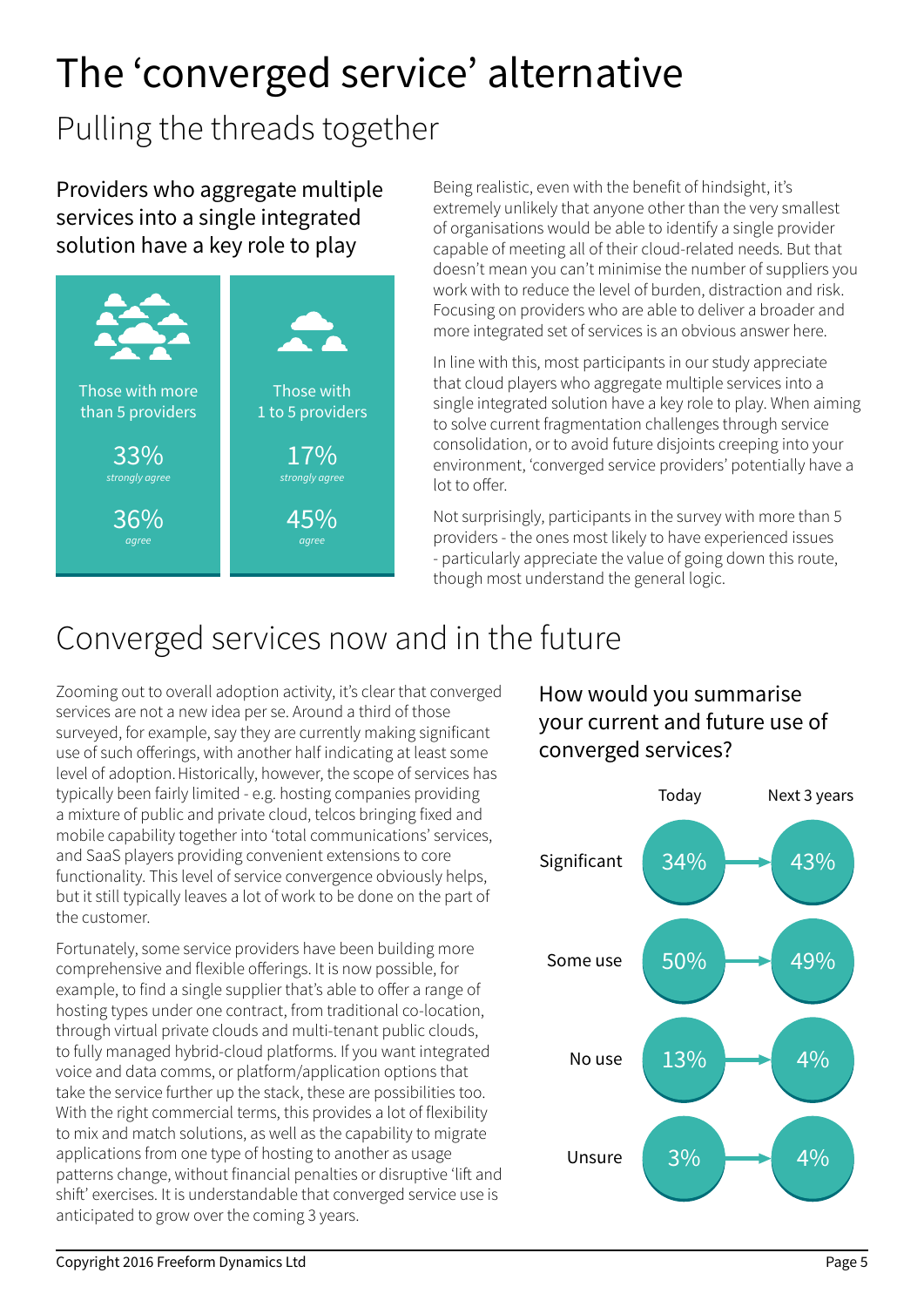# The 'converged service' alternative

## Pulling the threads together

### Providers who aggregate multiple services into a single integrated solution have a key role to play

| | Those with more than 5 providers | Those with 1 to 5 providers |
|---|---|---|
| *strongly agree* | 33% | 17% |
| *agree* | 36% | 45% |

Being realistic, even with the benefit of hindsight, it's extremely unlikely that anyone other than the very smallest of organisations would be able to identify a single provider capable of meeting all of their cloud-related needs. But that doesn't mean you can't minimise the number of suppliers you work with to reduce the level of burden, distraction and risk. Focusing on providers who are able to deliver a broader and more integrated set of services is an obvious answer here.

In line with this, most participants in our study appreciate that cloud players who aggregate multiple services into a single integrated solution have a key role to play. When aiming to solve current fragmentation challenges through service consolidation, or to avoid future disjoints creeping into your environment, 'converged service providers' potentially have a lot to offer.

Not surprisingly, participants in the survey with more than 5 providers - the ones most likely to have experienced issues - particularly appreciate the value of going down this route, though most understand the general logic.

## Converged services now and in the future

Zooming out to overall adoption activity, it's clear that converged services are not a new idea per se. Around a third of those surveyed, for example, say they are currently making significant use of such offerings, with another half indicating at least some level of adoption. Historically, however, the scope of services has typically been fairly limited - e.g. hosting companies providing a mixture of public and private cloud, telcos bringing fixed and mobile capability together into 'total communications' services, and SaaS players providing convenient extensions to core functionality. This level of service convergence obviously helps, but it still typically leaves a lot of work to be done on the part of the customer.

Fortunately, some service providers have been building more comprehensive and flexible offerings. It is now possible, for example, to find a single supplier that's able to offer a range of hosting types under one contract, from traditional co-location, through virtual private clouds and multi-tenant public clouds, to fully managed hybrid-cloud platforms. If you want integrated voice and data comms, or platform/application options that take the service further up the stack, these are possibilities too. With the right commercial terms, this provides a lot of flexibility to mix and match solutions, as well as the capability to migrate applications from one type of hosting to another as usage patterns change, without financial penalties or disruptive 'lift and shift' exercises. It is understandable that converged service use is anticipated to grow over the coming 3 years.

### How would you summarise your current and future use of converged services?

| | Today | Next 3 years |
|---|---|---|
| Significant | 34% | 43% |
| Some use | 50% | 49% |
| No use | 13% | 4% |
| Unsure | 3% | 4% |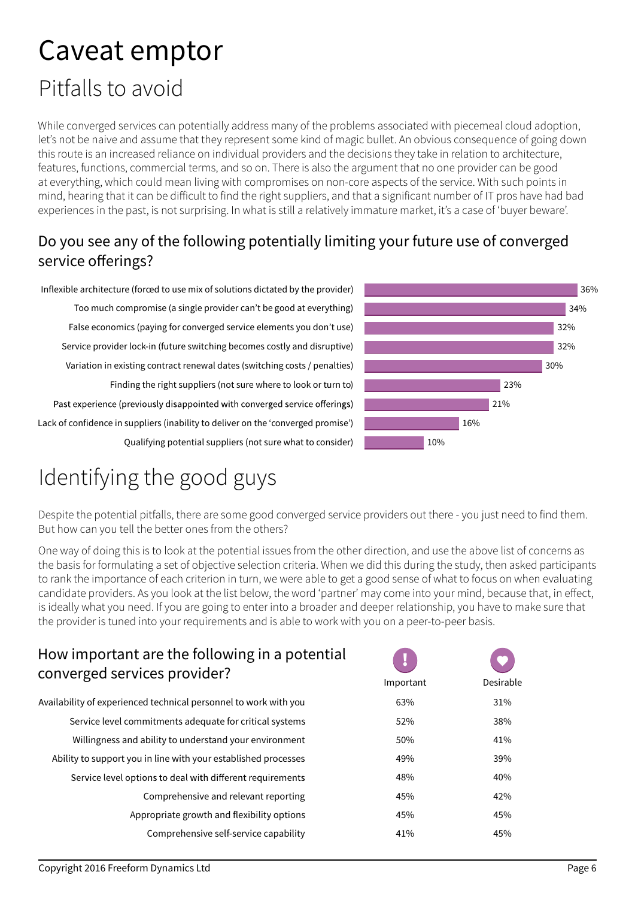# Caveat emptor

## Pitfalls to avoid

While converged services can potentially address many of the problems associated with piecemeal cloud adoption, let's not be naive and assume that they represent some kind of magic bullet. An obvious consequence of going down this route is an increased reliance on individual providers and the decisions they take in relation to architecture, features, functions, commercial terms, and so on. There is also the argument that no one provider can be good at everything, which could mean living with compromises on non-core aspects of the service. With such points in mind, hearing that it can be difficult to find the right suppliers, and that a significant number of IT pros have had bad experiences in the past, is not surprising. In what is still a relatively immature market, it's a case of 'buyer beware'.

### Do you see any of the following potentially limiting your future use of converged service offerings?

| Concern | % |
|---|---|
| Inflexible architecture (forced to use mix of solutions dictated by the provider) | 36% |
| Too much compromise (a single provider can't be good at everything) | 34% |
| False economics (paying for converged service elements you don't use) | 32% |
| Service provider lock-in (future switching becomes costly and disruptive) | 32% |
| Variation in existing contract renewal dates (switching costs / penalties) | 30% |
| Finding the right suppliers (not sure where to look or turn to) | 23% |
| Past experience (previously disappointed with converged service offerings) | 21% |
| Lack of confidence in suppliers (inability to deliver on the 'converged promise') | 16% |
| Qualifying potential suppliers (not sure what to consider) | 10% |

## Identifying the good guys

Despite the potential pitfalls, there are some good converged service providers out there - you just need to find them. But how can you tell the better ones from the others?

One way of doing this is to look at the potential issues from the other direction, and use the above list of concerns as the basis for formulating a set of objective selection criteria. When we did this during the study, then asked participants to rank the importance of each criterion in turn, we were able to get a good sense of what to focus on when evaluating candidate providers. As you look at the list below, the word 'partner' may come into your mind, because that, in effect, is ideally what you need. If you are going to enter into a broader and deeper relationship, you have to make sure that the provider is tuned into your requirements and is able to work with you on a peer-to-peer basis.

### How important are the following in a potential converged services provider?

| | Important | Desirable |
|---|---|---|
| Availability of experienced technical personnel to work with you | 63% | 31% |
| Service level commitments adequate for critical systems | 52% | 38% |
| Willingness and ability to understand your environment | 50% | 41% |
| Ability to support you in line with your established processes | 49% | 39% |
| Service level options to deal with different requirements | 48% | 40% |
| Comprehensive and relevant reporting | 45% | 42% |
| Appropriate growth and flexibility options | 45% | 45% |
| Comprehensive self-service capability | 41% | 45% |

Copyright 2016 Freeform Dynamics Ltd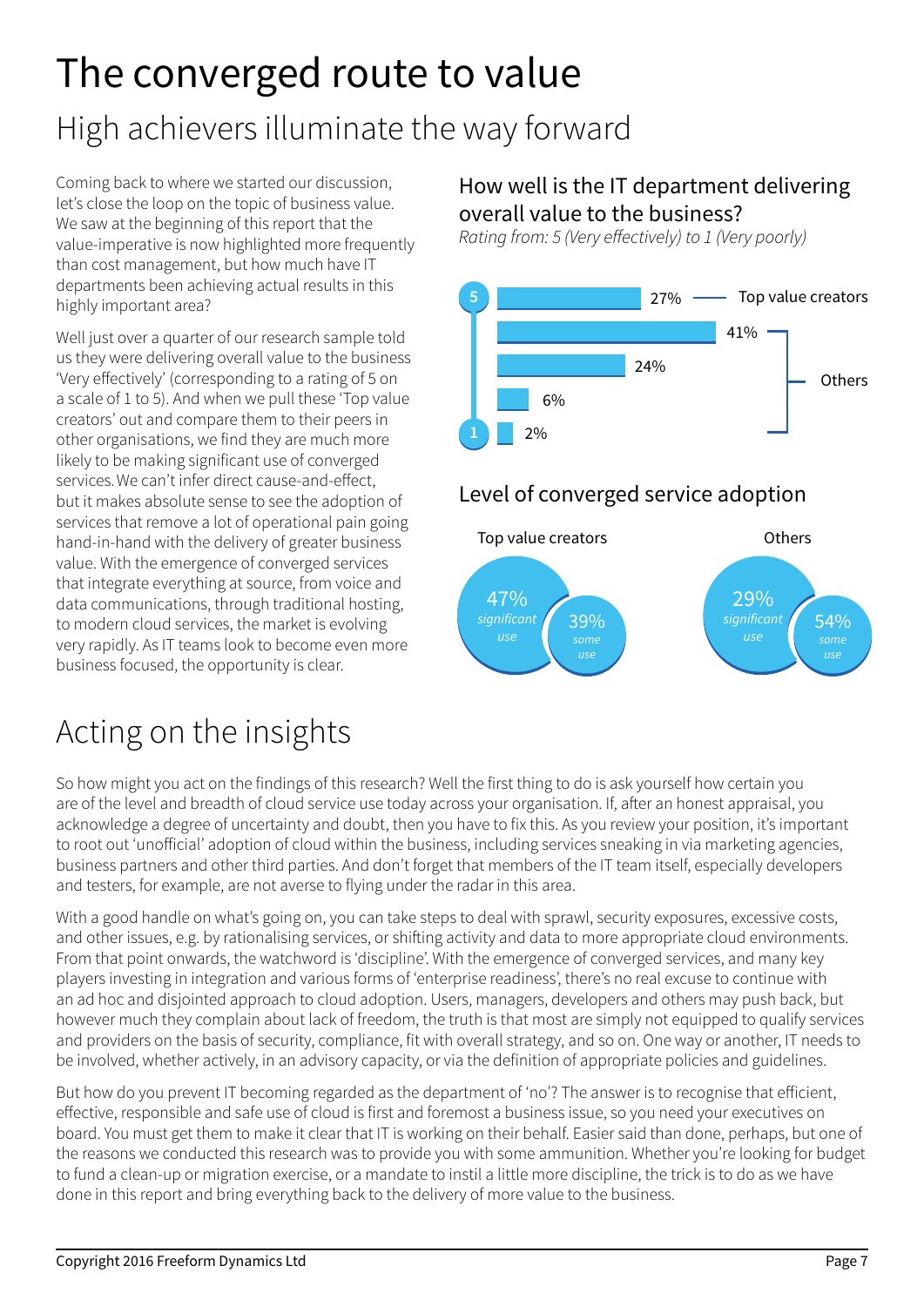# The converged route to value

## High achievers illuminate the way forward

Coming back to where we started our discussion, let's close the loop on the topic of business value. We saw at the beginning of this report that the value-imperative is now highlighted more frequently than cost management, but how much have IT departments been achieving actual results in this highly important area?

Well just over a quarter of our research sample told us they were delivering overall value to the business 'Very effectively' (corresponding to a rating of 5 on a scale of 1 to 5). And when we pull these 'Top value creators' out and compare them to their peers in other organisations, we find they are much more likely to be making significant use of converged services. We can't infer direct cause-and-effect, but it makes absolute sense to see the adoption of services that remove a lot of operational pain going hand-in-hand with the delivery of greater business value. With the emergence of converged services that integrate everything at source, from voice and data communications, through traditional hosting, to modern cloud services, the market is evolving very rapidly. As IT teams look to become even more business focused, the opportunity is clear.

### How well is the IT department delivering overall value to the business?

*Rating from: 5 (Very effectively) to 1 (Very poorly)*

| Rating | % | Group |
|---|---|---|
| 5 | 27% | Top value creators |
| 4 | 41% | Others |
| 3 | 24% | Others |
| 2 | 6% | Others |
| 1 | 2% | Others |

### Level of converged service adoption

| | Top value creators | Others |
|---|---|---|
| Significant use | 47% | 29% |
| Some use | 39% | 54% |

# Acting on the insights

So how might you act on the findings of this research? Well the first thing to do is ask yourself how certain you are of the level and breadth of cloud service use today across your organisation. If, after an honest appraisal, you acknowledge a degree of uncertainty and doubt, then you have to fix this. As you review your position, it's important to root out 'unofficial' adoption of cloud within the business, including services sneaking in via marketing agencies, business partners and other third parties. And don't forget that members of the IT team itself, especially developers and testers, for example, are not averse to flying under the radar in this area.

With a good handle on what's going on, you can take steps to deal with sprawl, security exposures, excessive costs, and other issues, e.g. by rationalising services, or shifting activity and data to more appropriate cloud environments. From that point onwards, the watchword is 'discipline'. With the emergence of converged services, and many key players investing in integration and various forms of 'enterprise readiness', there's no real excuse to continue with an ad hoc and disjointed approach to cloud adoption. Users, managers, developers and others may push back, but however much they complain about lack of freedom, the truth is that most are simply not equipped to qualify services and providers on the basis of security, compliance, fit with overall strategy, and so on. One way or another, IT needs to be involved, whether actively, in an advisory capacity, or via the definition of appropriate policies and guidelines.

But how do you prevent IT becoming regarded as the department of 'no'? The answer is to recognise that efficient, effective, responsible and safe use of cloud is first and foremost a business issue, so you need your executives on board. You must get them to make it clear that IT is working on their behalf. Easier said than done, perhaps, but one of the reasons we conducted this research was to provide you with some ammunition. Whether you're looking for budget to fund a clean-up or migration exercise, or a mandate to instil a little more discipline, the trick is to do as we have done in this report and bring everything back to the delivery of more value to the business.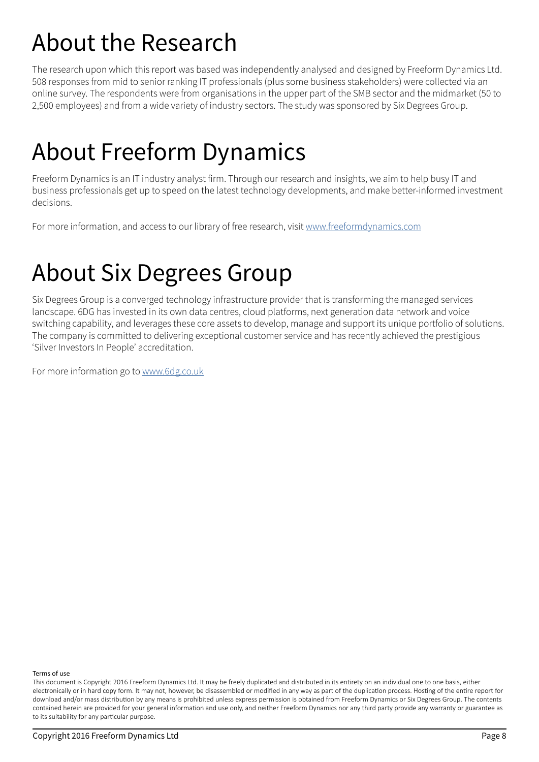# About the Research

The research upon which this report was based was independently analysed and designed by Freeform Dynamics Ltd. 508 responses from mid to senior ranking IT professionals (plus some business stakeholders) were collected via an online survey. The respondents were from organisations in the upper part of the SMB sector and the midmarket (50 to 2,500 employees) and from a wide variety of industry sectors. The study was sponsored by Six Degrees Group.

# About Freeform Dynamics

Freeform Dynamics is an IT industry analyst firm. Through our research and insights, we aim to help busy IT and business professionals get up to speed on the latest technology developments, and make better-informed investment decisions.

For more information, and access to our library of free research, visit www.freeformdynamics.com

# About Six Degrees Group

Six Degrees Group is a converged technology infrastructure provider that is transforming the managed services landscape. 6DG has invested in its own data centres, cloud platforms, next generation data network and voice switching capability, and leverages these core assets to develop, manage and support its unique portfolio of solutions. The company is committed to delivering exceptional customer service and has recently achieved the prestigious 'Silver Investors In People' accreditation.

For more information go to www.6dg.co.uk

Terms of use

This document is Copyright 2016 Freeform Dynamics Ltd. It may be freely duplicated and distributed in its entirety on an individual one to one basis, either electronically or in hard copy form. It may not, however, be disassembled or modified in any way as part of the duplication process. Hosting of the entire report for download and/or mass distribution by any means is prohibited unless express permission is obtained from Freeform Dynamics or Six Degrees Group. The contents contained herein are provided for your general information and use only, and neither Freeform Dynamics nor any third party provide any warranty or guarantee as to its suitability for any particular purpose.